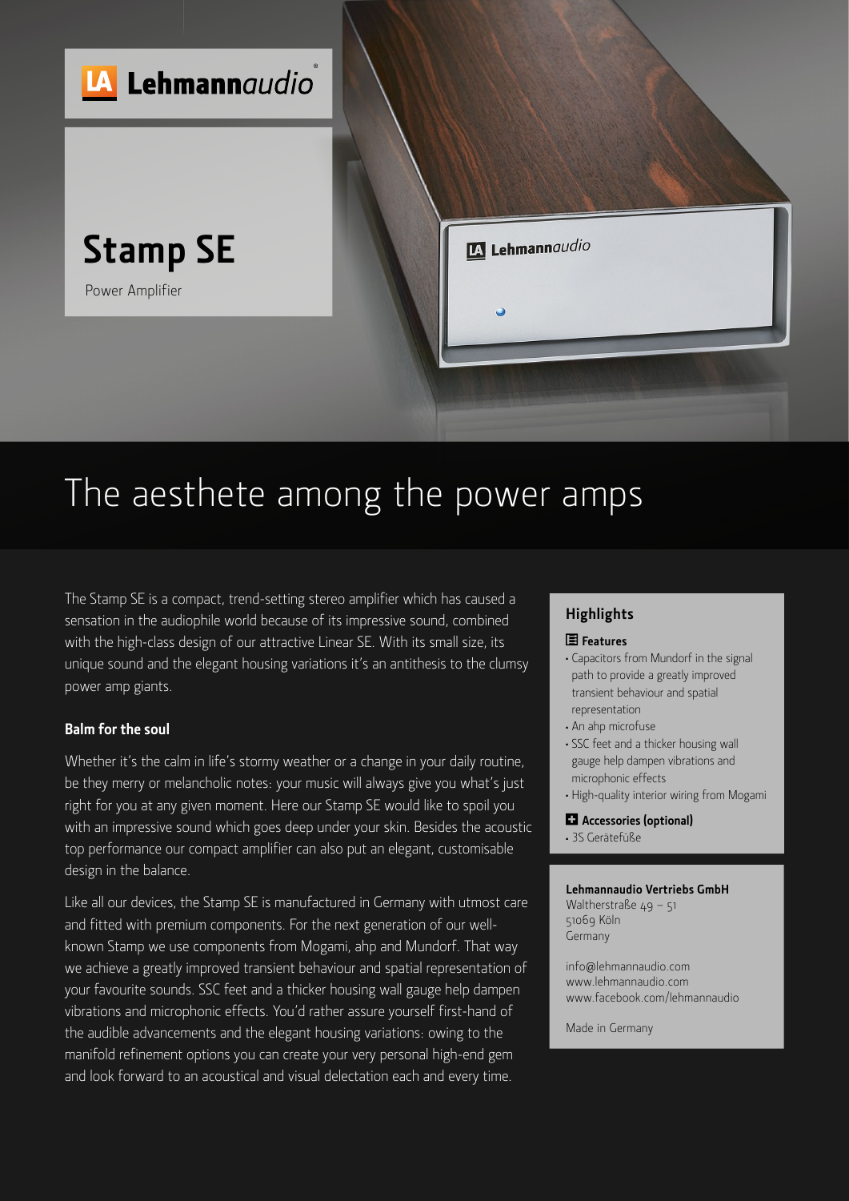Lehmannaudio

# Stamp SE

Power Amplifier

## The aesthete among the power amps

The Stamp SE is a compact, trend-setting stereo amplifier which has caused a sensation in the audiophile world because of its impressive sound, combined with the high-class design of our attractive Linear SE. With its small size, its unique sound and the elegant housing variations it's an antithesis to the clumsy power amp giants.

### Balm for the soul

Whether it's the calm in life's stormy weather or a change in your daily routine, be they merry or melancholic notes: your music will always give you what's just right for you at any given moment. Here our Stamp SE would like to spoil you with an impressive sound which goes deep under your skin. Besides the acoustic top performance our compact amplifier can also put an elegant, customisable design in the balance.

Like all our devices, the Stamp SE is manufactured in Germany with utmost care and fitted with premium components. For the next generation of our well-known Stamp we use components from Mogami, ahp and Mundorf. That way we achieve a greatly improved transient behaviour and spatial representation of your favourite sounds. SSC feet and a thicker housing wall gauge help dampen vibrations and microphonic effects. You'd rather assure yourself first-hand of the audible advancements and the elegant housing variations: owing to the manifold refinement options you can create your very personal high-end gem and look forward to an acoustical and visual delectation each and every time.

### Highlights

**Features**

- Capacitors from Mundorf in the signal path to provide a greatly improved transient behaviour and spatial representation
- An ahp microfuse
- SSC feet and a thicker housing wall gauge help dampen vibrations and microphonic effects
- High-quality interior wiring from Mogami

**Accessories (optional)**

- 3S Gerätefüße

**Lehmannaudio Vertriebs GmbH**
Waltherstraße 49 – 51
51069 Köln
Germany

info@lehmannaudio.com
www.lehmannaudio.com
www.facebook.com/lehmannaudio

Made in Germany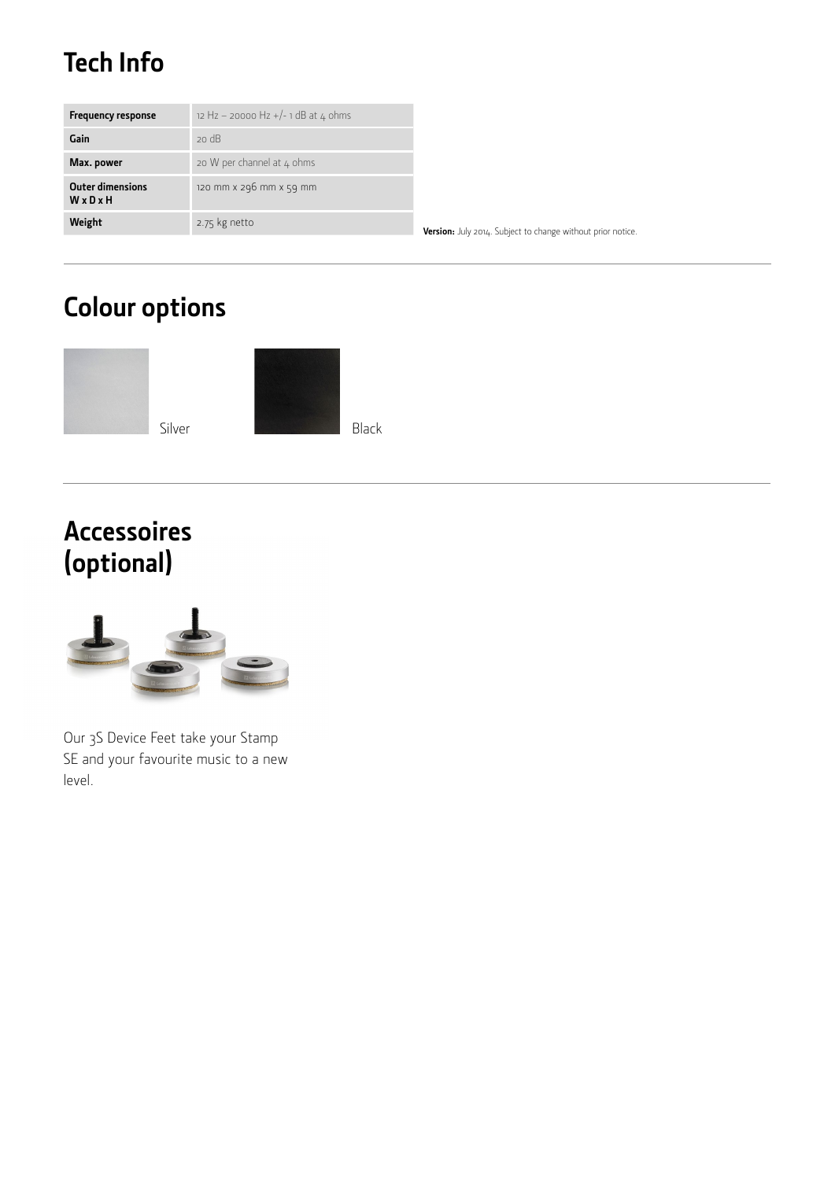## Tech Info

| | |
|---|---|
| **Frequency response** | 12 Hz – 20000 Hz +/- 1 dB at 4 ohms |
| **Gain** | 20 dB |
| **Max. power** | 20 W per channel at 4 ohms |
| **Outer dimensions W x D x H** | 120 mm x 296 mm x 59 mm |
| **Weight** | 2.75 kg netto |

**Version:** July 2014. Subject to change without prior notice.

## Colour options

Silver

Black

## Accessoires (optional)

Our 3S Device Feet take your Stamp SE and your favourite music to a new level.